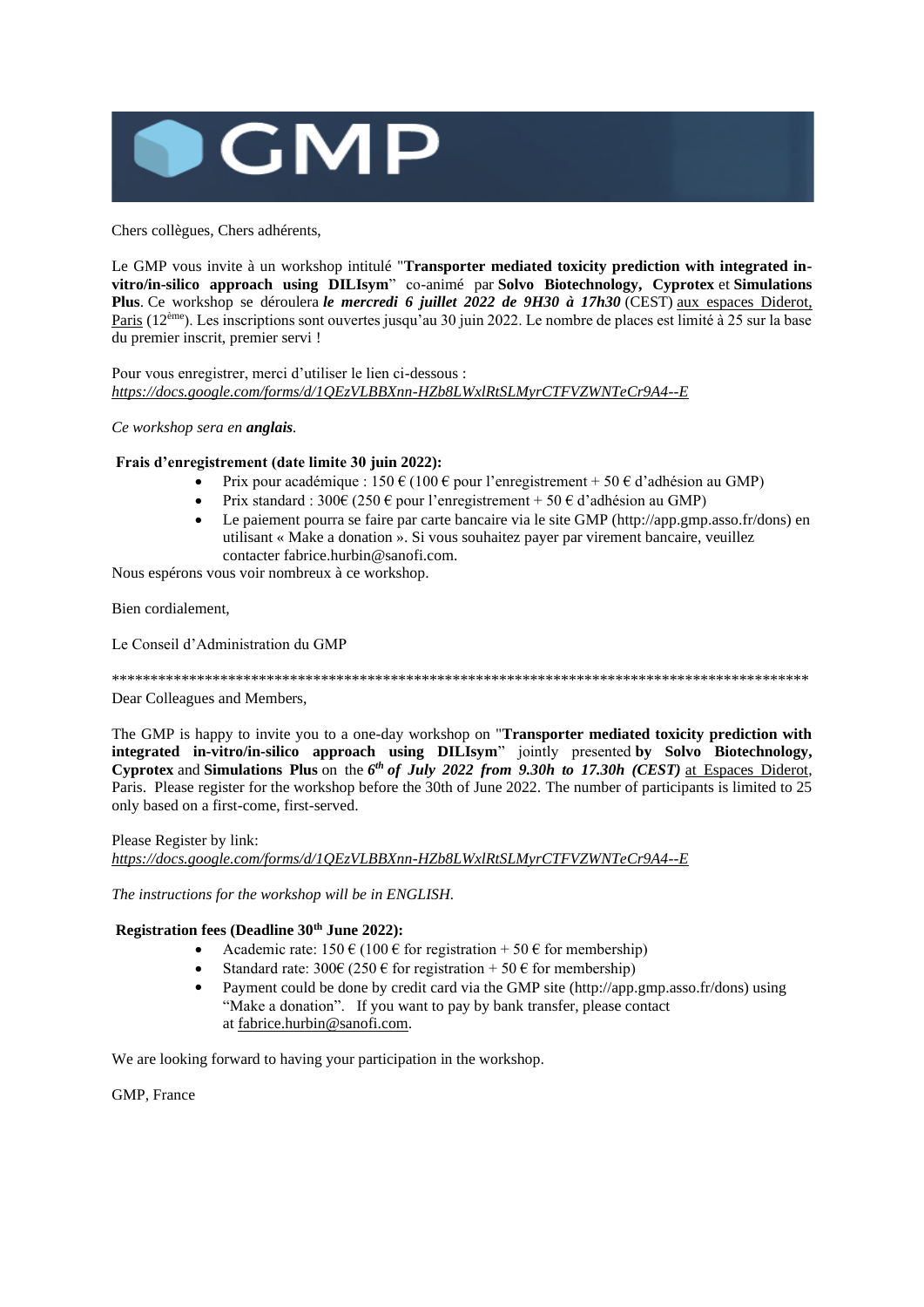GMP

Chers collègues, Chers adhérents,

Le GMP vous invite à un workshop intitulé "**Transporter mediated toxicity prediction with integrated in-vitro/in-silico approach using DILIsym**" co-animé par **Solvo Biotechnology, Cyprotex** et **Simulations Plus**. Ce workshop se déroulera ***le mercredi 6 juillet 2022 de 9H30 à 17h30*** (CEST) aux espaces Diderot, Paris (12ème). Les inscriptions sont ouvertes jusqu'au 30 juin 2022. Le nombre de places est limité à 25 sur la base du premier inscrit, premier servi !

Pour vous enregistrer, merci d'utiliser le lien ci-dessous :
*https://docs.google.com/forms/d/1QEzVLBBXnn-HZb8LWxlRtSLMyrCTFVZWNTeCr9A4--E*

*Ce workshop sera en **anglais**.*

**Frais d'enregistrement (date limite 30 juin 2022):**

- Prix pour académique : 150 € (100 € pour l'enregistrement + 50 € d'adhésion au GMP)
- Prix standard : 300€ (250 € pour l'enregistrement + 50 € d'adhésion au GMP)
- Le paiement pourra se faire par carte bancaire via le site GMP (http://app.gmp.asso.fr/dons) en utilisant « Make a donation ». Si vous souhaitez payer par virement bancaire, veuillez contacter fabrice.hurbin@sanofi.com.

Nous espérons vous voir nombreux à ce workshop.

Bien cordialement,

Le Conseil d'Administration du GMP

**********************************************************************************************

Dear Colleagues and Members,

The GMP is happy to invite you to a one-day workshop on "**Transporter mediated toxicity prediction with integrated in-vitro/in-silico approach using DILIsym**" jointly presented **by Solvo Biotechnology, Cyprotex** and **Simulations Plus** on the ***6th of July 2022 from 9.30h to 17.30h (CEST)*** at Espaces Diderot, Paris. Please register for the workshop before the 30th of June 2022. The number of participants is limited to 25 only based on a first-come, first-served.

Please Register by link:
*https://docs.google.com/forms/d/1QEzVLBBXnn-HZb8LWxlRtSLMyrCTFVZWNTeCr9A4--E*

*The instructions for the workshop will be in ENGLISH.*

**Registration fees (Deadline 30th June 2022):**

- Academic rate: 150 € (100 € for registration + 50 € for membership)
- Standard rate: 300€ (250 € for registration + 50 € for membership)
- Payment could be done by credit card via the GMP site (http://app.gmp.asso.fr/dons) using "Make a donation". If you want to pay by bank transfer, please contact at fabrice.hurbin@sanofi.com.

We are looking forward to having your participation in the workshop.

GMP, France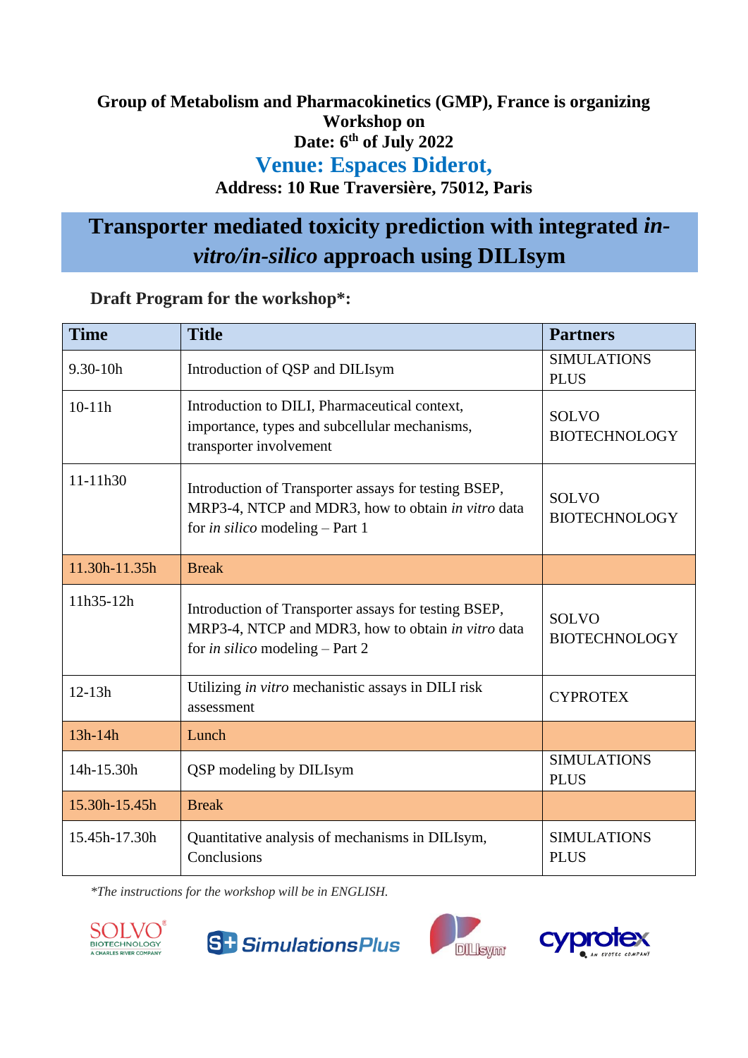**Group of Metabolism and Pharmacokinetics (GMP), France is organizing Workshop on**

**Date: 6th of July 2022**

**Venue: Espaces Diderot,**

**Address: 10 Rue Traversière, 75012, Paris**

# Transporter mediated toxicity prediction with integrated *in-vitro/in-silico* approach using DILIsym

**Draft Program for the workshop*:**

| Time | Title | Partners |
|---|---|---|
| 9.30-10h | Introduction of QSP and DILIsym | SIMULATIONS PLUS |
| 10-11h | Introduction to DILI, Pharmaceutical context, importance, types and subcellular mechanisms, transporter involvement | SOLVO BIOTECHNOLOGY |
| 11-11h30 | Introduction of Transporter assays for testing BSEP, MRP3-4, NTCP and MDR3, how to obtain *in vitro* data for *in silico* modeling – Part 1 | SOLVO BIOTECHNOLOGY |
| 11.30h-11.35h | Break | |
| 11h35-12h | Introduction of Transporter assays for testing BSEP, MRP3-4, NTCP and MDR3, how to obtain *in vitro* data for *in silico* modeling – Part 2 | SOLVO BIOTECHNOLOGY |
| 12-13h | Utilizing *in vitro* mechanistic assays in DILI risk assessment | CYPROTEX |
| 13h-14h | Lunch | |
| 14h-15.30h | QSP modeling by DILIsym | SIMULATIONS PLUS |
| 15.30h-15.45h | Break | |
| 15.45h-17.30h | Quantitative analysis of mechanisms in DILIsym, Conclusions | SIMULATIONS PLUS |

*\*The instructions for the workshop will be in ENGLISH.*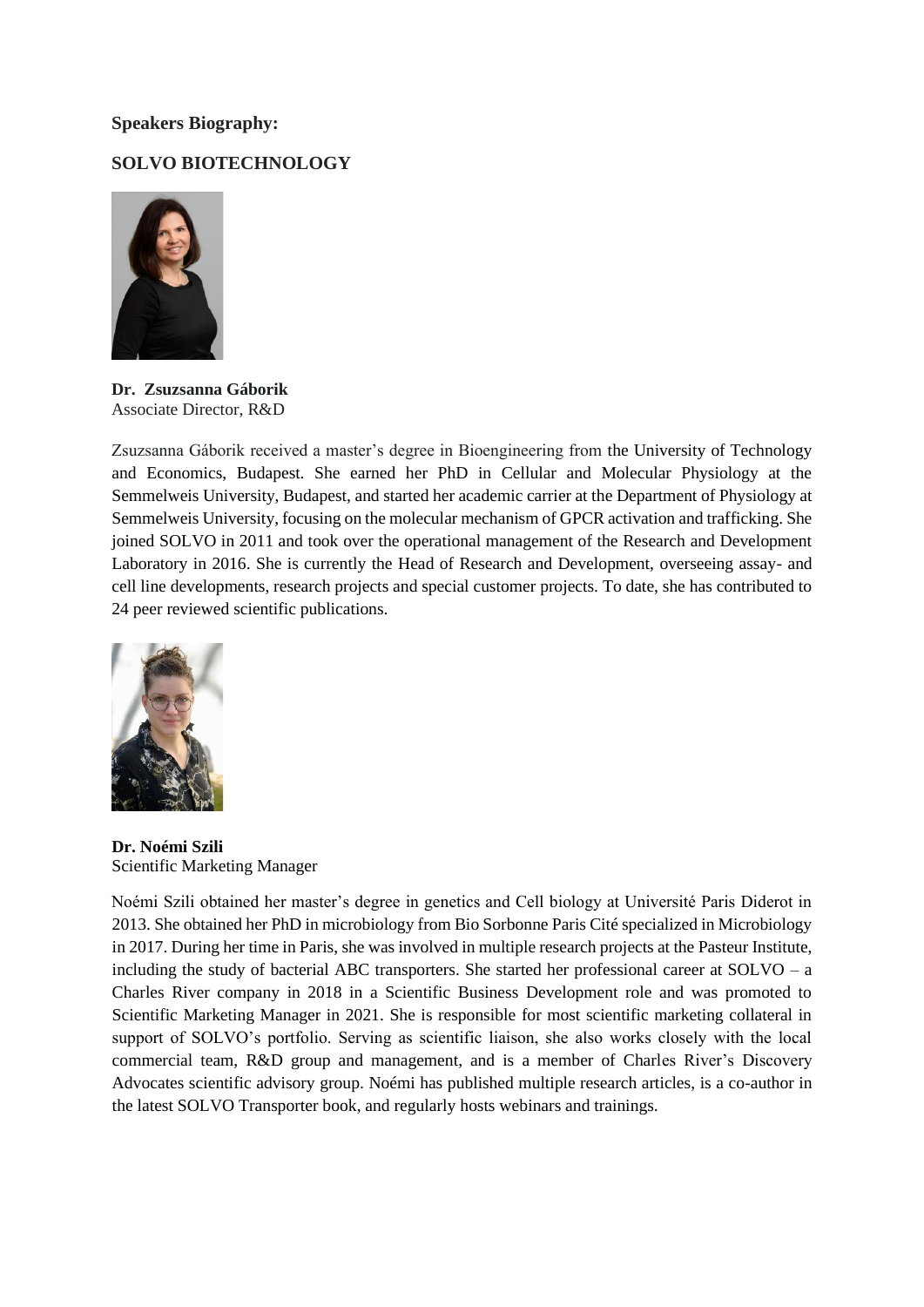**Speakers Biography:**

**SOLVO BIOTECHNOLOGY**

**Dr. Zsuzsanna Gáborik**
Associate Director, R&D

Zsuzsanna Gáborik received a master's degree in Bioengineering from the University of Technology and Economics, Budapest. She earned her PhD in Cellular and Molecular Physiology at the Semmelweis University, Budapest, and started her academic carrier at the Department of Physiology at Semmelweis University, focusing on the molecular mechanism of GPCR activation and trafficking. She joined SOLVO in 2011 and took over the operational management of the Research and Development Laboratory in 2016. She is currently the Head of Research and Development, overseeing assay- and cell line developments, research projects and special customer projects. To date, she has contributed to 24 peer reviewed scientific publications.

**Dr. Noémi Szili**
Scientific Marketing Manager

Noémi Szili obtained her master's degree in genetics and Cell biology at Université Paris Diderot in 2013. She obtained her PhD in microbiology from Bio Sorbonne Paris Cité specialized in Microbiology in 2017. During her time in Paris, she was involved in multiple research projects at the Pasteur Institute, including the study of bacterial ABC transporters. She started her professional career at SOLVO – a Charles River company in 2018 in a Scientific Business Development role and was promoted to Scientific Marketing Manager in 2021. She is responsible for most scientific marketing collateral in support of SOLVO's portfolio. Serving as scientific liaison, she also works closely with the local commercial team, R&D group and management, and is a member of Charles River's Discovery Advocates scientific advisory group. Noémi has published multiple research articles, is a co-author in the latest SOLVO Transporter book, and regularly hosts webinars and trainings.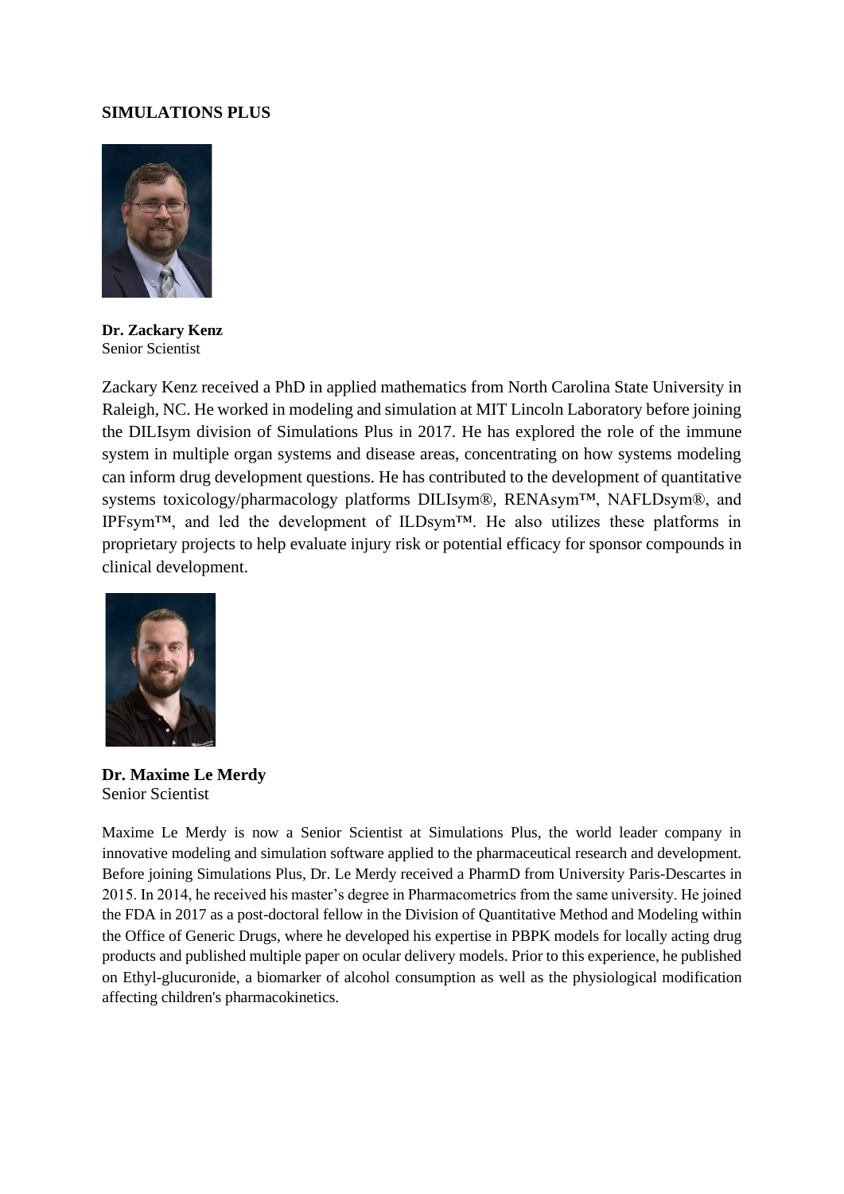**SIMULATIONS PLUS**

**Dr. Zackary Kenz**
Senior Scientist

Zackary Kenz received a PhD in applied mathematics from North Carolina State University in Raleigh, NC. He worked in modeling and simulation at MIT Lincoln Laboratory before joining the DILIsym division of Simulations Plus in 2017. He has explored the role of the immune system in multiple organ systems and disease areas, concentrating on how systems modeling can inform drug development questions. He has contributed to the development of quantitative systems toxicology/pharmacology platforms DILIsym®, RENAsym™, NAFLDsym®, and IPFsym™, and led the development of ILDsym™. He also utilizes these platforms in proprietary projects to help evaluate injury risk or potential efficacy for sponsor compounds in clinical development.

**Dr. Maxime Le Merdy**
Senior Scientist

Maxime Le Merdy is now a Senior Scientist at Simulations Plus, the world leader company in innovative modeling and simulation software applied to the pharmaceutical research and development. Before joining Simulations Plus, Dr. Le Merdy received a PharmD from University Paris-Descartes in 2015. In 2014, he received his master's degree in Pharmacometrics from the same university. He joined the FDA in 2017 as a post-doctoral fellow in the Division of Quantitative Method and Modeling within the Office of Generic Drugs, where he developed his expertise in PBPK models for locally acting drug products and published multiple paper on ocular delivery models. Prior to this experience, he published on Ethyl-glucuronide, a biomarker of alcohol consumption as well as the physiological modification affecting children's pharmacokinetics.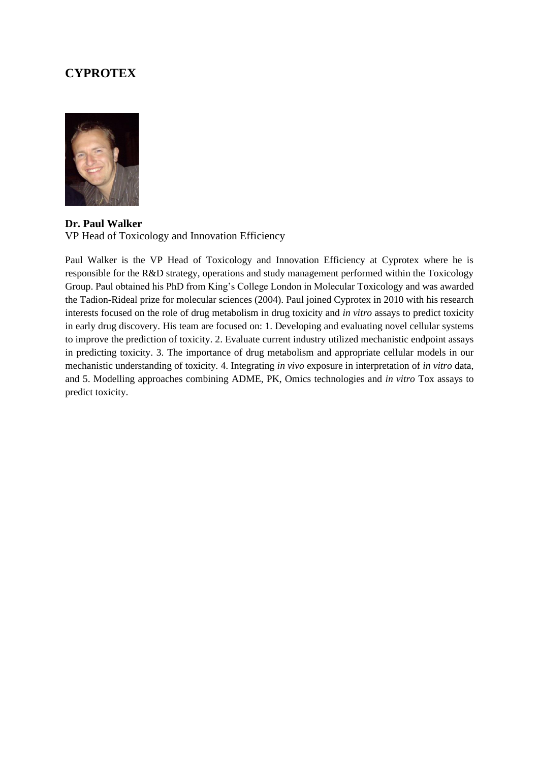## CYPROTEX

**Dr. Paul Walker**
VP Head of Toxicology and Innovation Efficiency

Paul Walker is the VP Head of Toxicology and Innovation Efficiency at Cyprotex where he is responsible for the R&D strategy, operations and study management performed within the Toxicology Group. Paul obtained his PhD from King's College London in Molecular Toxicology and was awarded the Tadion-Rideal prize for molecular sciences (2004). Paul joined Cyprotex in 2010 with his research interests focused on the role of drug metabolism in drug toxicity and *in vitro* assays to predict toxicity in early drug discovery. His team are focused on: 1. Developing and evaluating novel cellular systems to improve the prediction of toxicity. 2. Evaluate current industry utilized mechanistic endpoint assays in predicting toxicity. 3. The importance of drug metabolism and appropriate cellular models in our mechanistic understanding of toxicity. 4. Integrating *in vivo* exposure in interpretation of *in vitro* data, and 5. Modelling approaches combining ADME, PK, Omics technologies and *in vitro* Tox assays to predict toxicity.